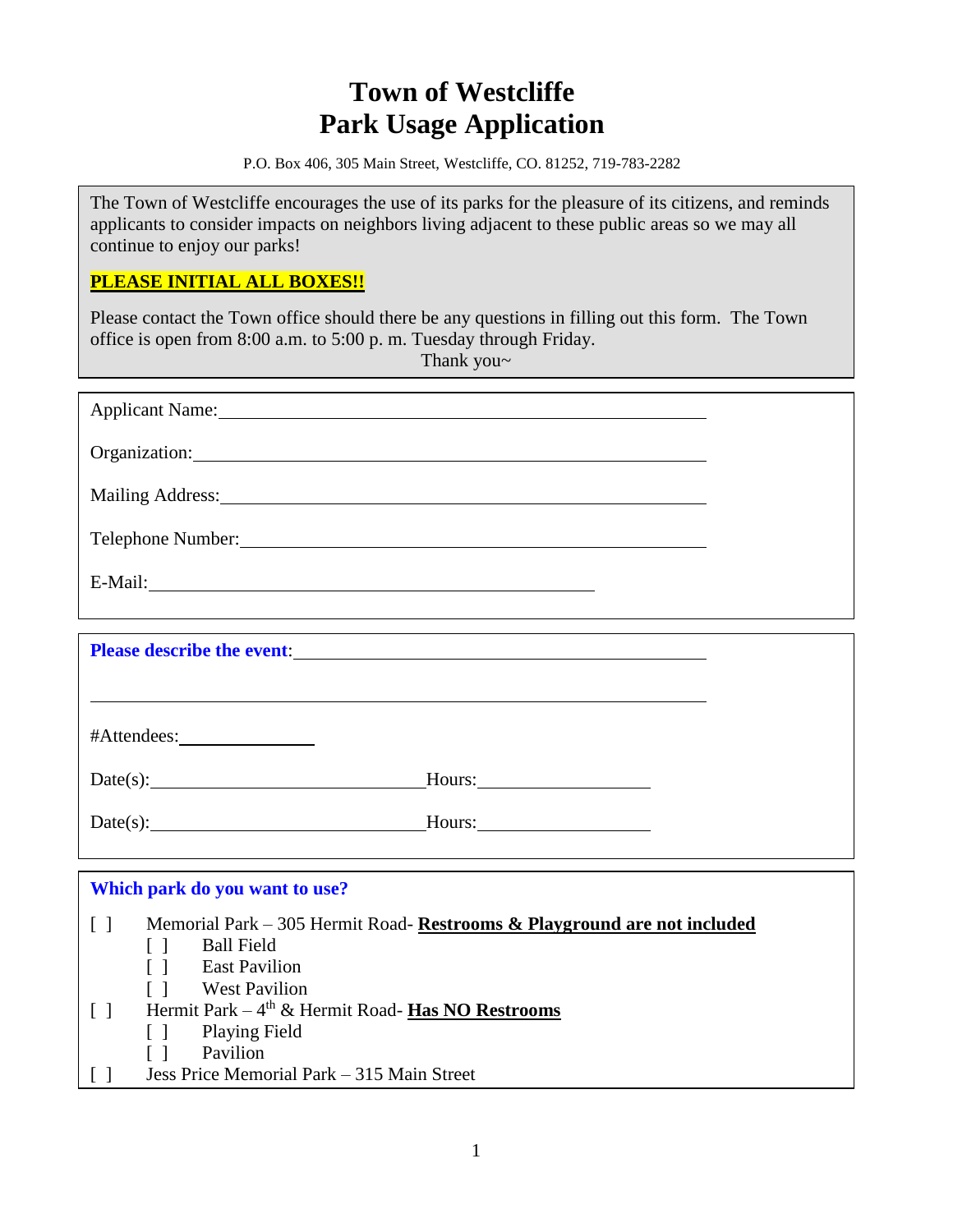# Town of Westcliffe
# Park Usage Application

P.O. Box 406, 305 Main Street, Westcliffe, CO. 81252, 719-783-2282

The Town of Westcliffe encourages the use of its parks for the pleasure of its citizens, and reminds applicants to consider impacts on neighbors living adjacent to these public areas so we may all continue to enjoy our parks!

**PLEASE INITIAL ALL BOXES!!**

Please contact the Town office should there be any questions in filling out this form. The Town office is open from 8:00 a.m. to 5:00 p. m. Tuesday through Friday.

Thank you~

Applicant Name: ______________________________________________

Organization: ______________________________________________

Mailing Address: ______________________________________________

Telephone Number: ______________________________________________

E-Mail: ______________________________________

**Please describe the event**: ______________________________________________

______________________________________________

#Attendees: ____________

Date(s): ________________________ Hours: ______________

Date(s): ________________________ Hours: ______________

**Which park do you want to use?**

[ ] Memorial Park – 305 Hermit Road- **Restrooms & Playground are not included**
- [ ] Ball Field
- [ ] East Pavilion
- [ ] West Pavilion

[ ] Hermit Park – 4th & Hermit Road- **Has NO Restrooms**
- [ ] Playing Field
- [ ] Pavilion

[ ] Jess Price Memorial Park – 315 Main Street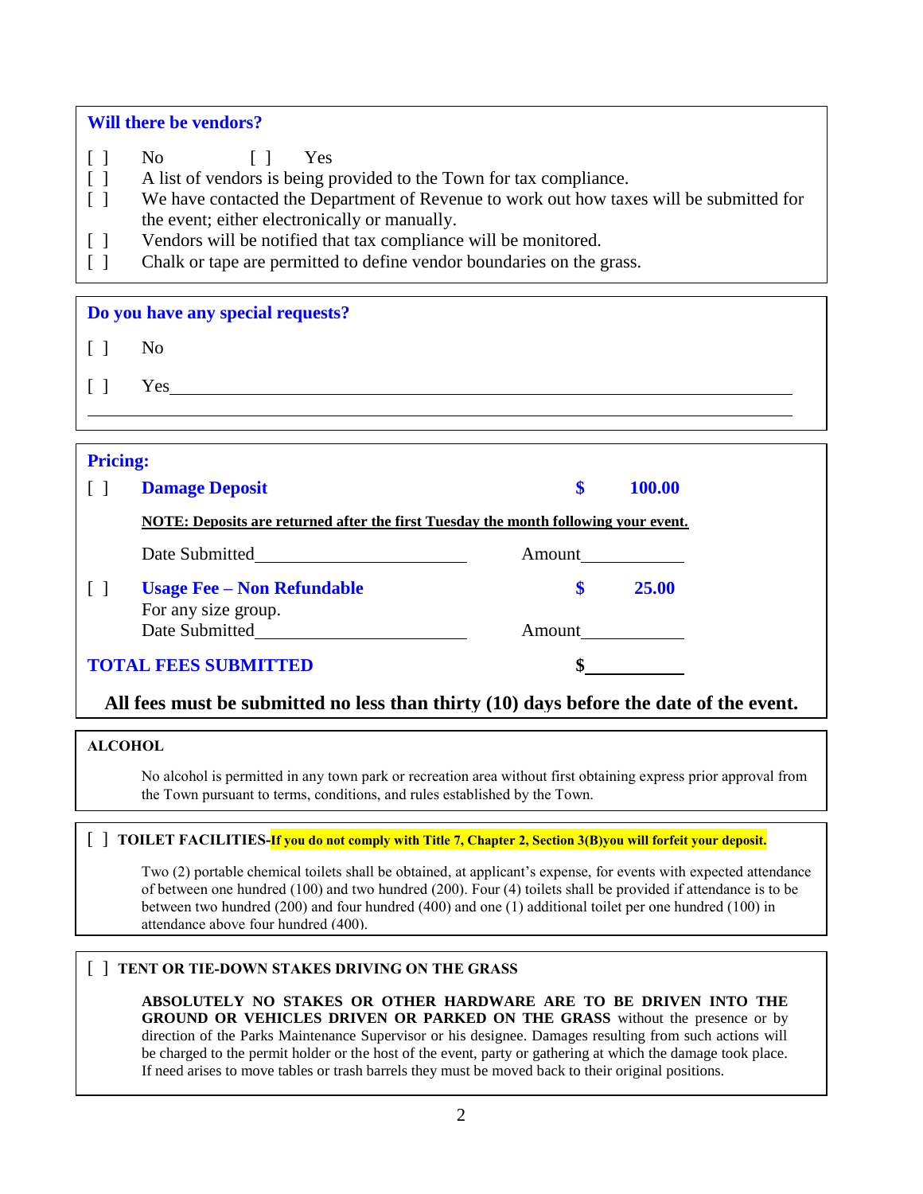## Will there be vendors?

[ ] No [ ] Yes

[ ] A list of vendors is being provided to the Town for tax compliance.

[ ] We have contacted the Department of Revenue to work out how taxes will be submitted for the event; either electronically or manually.

[ ] Vendors will be notified that tax compliance will be monitored.

[ ] Chalk or tape are permitted to define vendor boundaries on the grass.

## Do you have any special requests?

[ ] No

[ ] Yes\_\_\_\_\_\_\_\_\_\_\_\_\_\_\_\_\_\_\_\_\_\_\_\_\_\_\_\_\_\_\_\_\_\_\_\_\_\_\_\_\_\_\_\_\_\_\_\_\_\_\_\_\_\_\_\_\_\_\_\_\_\_\_\_\_\_\_\_\_\_

\_\_\_\_\_\_\_\_\_\_\_\_\_\_\_\_\_\_\_\_\_\_\_\_\_\_\_\_\_\_\_\_\_\_\_\_\_\_\_\_\_\_\_\_\_\_\_\_\_\_\_\_\_\_\_\_\_\_\_\_\_\_\_\_\_\_\_\_\_\_\_\_\_\_

## Pricing:

[ ] **Damage Deposit** **$ 100.00**

**NOTE: Deposits are returned after the first Tuesday the month following your event.**

Date Submitted\_\_\_\_\_\_\_\_\_\_\_\_\_\_\_\_\_\_\_\_\_\_\_\_ Amount\_\_\_\_\_\_\_\_\_\_\_\_

[ ] **Usage Fee – Non Refundable** **$ 25.00**

For any size group.

Date Submitted\_\_\_\_\_\_\_\_\_\_\_\_\_\_\_\_\_\_\_\_\_\_\_\_ Amount\_\_\_\_\_\_\_\_\_\_\_\_

**TOTAL FEES SUBMITTED** **$\_\_\_\_\_\_\_\_\_\_\_\_**

**All fees must be submitted no less than thirty (10) days before the date of the event.**

**ALCOHOL**

No alcohol is permitted in any town park or recreation area without first obtaining express prior approval from the Town pursuant to terms, conditions, and rules established by the Town.

[ ] **TOILET FACILITIES-If you do not comply with Title 7, Chapter 2, Section 3(B)you will forfeit your deposit.**

Two (2) portable chemical toilets shall be obtained, at applicant's expense, for events with expected attendance of between one hundred (100) and two hundred (200). Four (4) toilets shall be provided if attendance is to be between two hundred (200) and four hundred (400) and one (1) additional toilet per one hundred (100) in attendance above four hundred (400).

[ ] **TENT OR TIE-DOWN STAKES DRIVING ON THE GRASS**

**ABSOLUTELY NO STAKES OR OTHER HARDWARE ARE TO BE DRIVEN INTO THE GROUND OR VEHICLES DRIVEN OR PARKED ON THE GRASS** without the presence or by direction of the Parks Maintenance Supervisor or his designee. Damages resulting from such actions will be charged to the permit holder or the host of the event, party or gathering at which the damage took place. If need arises to move tables or trash barrels they must be moved back to their original positions.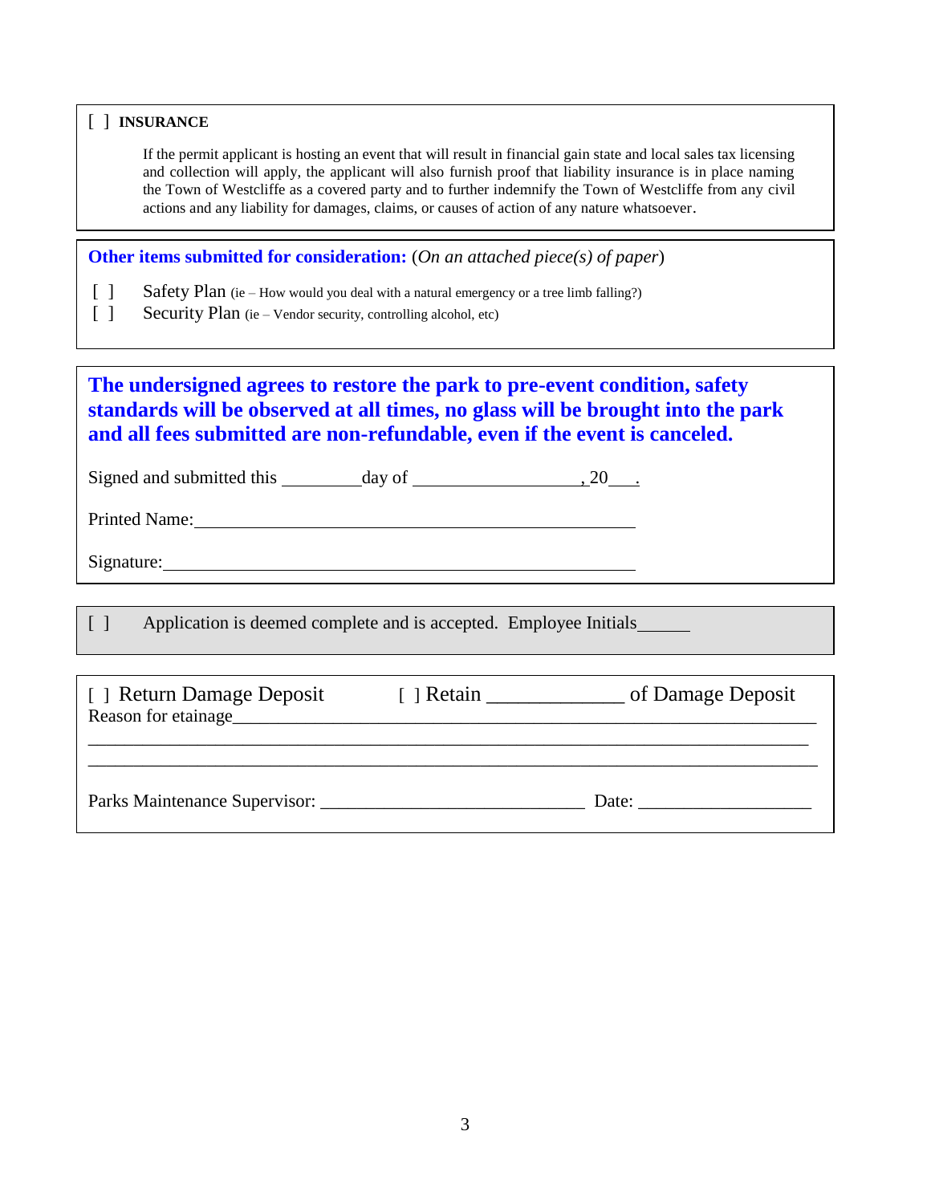[ ] **INSURANCE**

If the permit applicant is hosting an event that will result in financial gain state and local sales tax licensing and collection will apply, the applicant will also furnish proof that liability insurance is in place naming the Town of Westcliffe as a covered party and to further indemnify the Town of Westcliffe from any civil actions and any liability for damages, claims, or causes of action of any nature whatsoever.

**Other items submitted for consideration:** (*On an attached piece(s) of paper*)

[ ] Safety Plan (ie – How would you deal with a natural emergency or a tree limb falling?)
[ ] Security Plan (ie – Vendor security, controlling alcohol, etc)

**The undersigned agrees to restore the park to pre-event condition, safety standards will be observed at all times, no glass will be brought into the park and all fees submitted are non-refundable, even if the event is canceled.**

Signed and submitted this ________day of _________________, 20___.

Printed Name:_____________________________________________

Signature:_______________________________________________

[ ] Application is deemed complete and is accepted. Employee Initials_____

[ ] Return Damage Deposit [ ] Retain _____________ of Damage Deposit
Reason for etainage__________________________________________________________________
_____________________________________________________________________________
_____________________________________________________________________________

Parks Maintenance Supervisor: ____________________________ Date: __________________